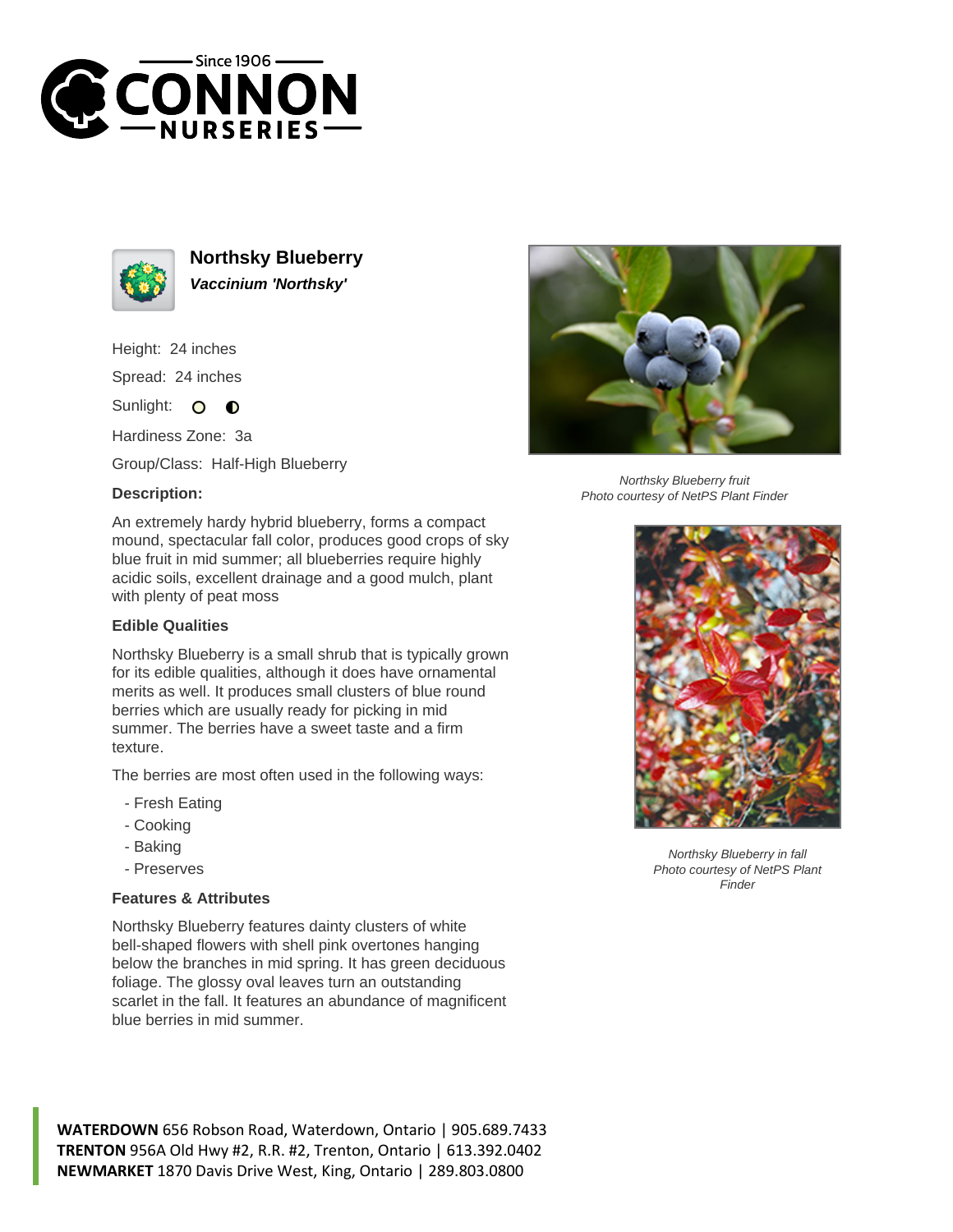# Northsky Blueberry

***Vaccinium 'Northsky'***

Height: 24 inches

Spread: 24 inches

Sunlight: ○ ◐

Hardiness Zone: 3a

Group/Class: Half-High Blueberry

### Description:

An extremely hardy hybrid blueberry, forms a compact mound, spectacular fall color, produces good crops of sky blue fruit in mid summer; all blueberries require highly acidic soils, excellent drainage and a good mulch, plant with plenty of peat moss

### Edible Qualities

Northsky Blueberry is a small shrub that is typically grown for its edible qualities, although it does have ornamental merits as well. It produces small clusters of blue round berries which are usually ready for picking in mid summer. The berries have a sweet taste and a firm texture.

The berries are most often used in the following ways:

- Fresh Eating
- Cooking
- Baking
- Preserves

### Features & Attributes

Northsky Blueberry features dainty clusters of white bell-shaped flowers with shell pink overtones hanging below the branches in mid spring. It has green deciduous foliage. The glossy oval leaves turn an outstanding scarlet in the fall. It features an abundance of magnificent blue berries in mid summer.

*Northsky Blueberry fruit*
*Photo courtesy of NetPS Plant Finder*

*Northsky Blueberry in fall*
*Photo courtesy of NetPS Plant Finder*

**WATERDOWN** 656 Robson Road, Waterdown, Ontario | 905.689.7433
**TRENTON** 956A Old Hwy #2, R.R. #2, Trenton, Ontario | 613.392.0402
**NEWMARKET** 1870 Davis Drive West, King, Ontario | 289.803.0800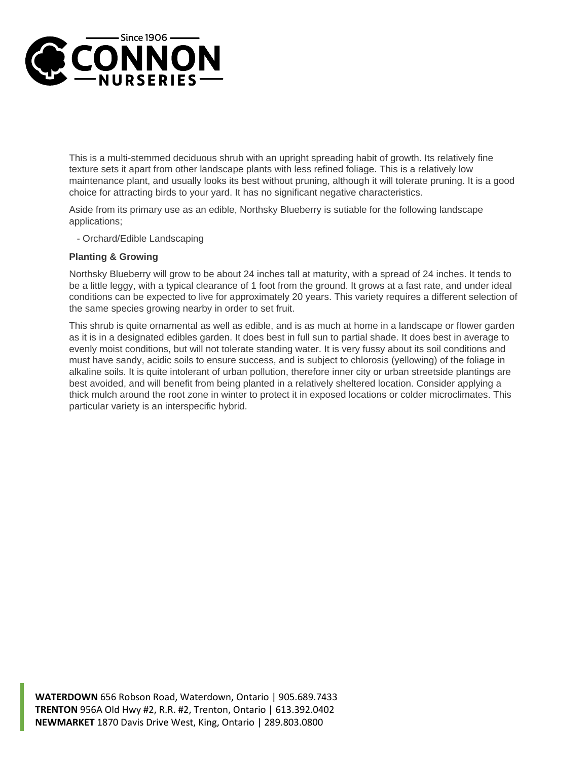This is a multi-stemmed deciduous shrub with an upright spreading habit of growth. Its relatively fine texture sets it apart from other landscape plants with less refined foliage. This is a relatively low maintenance plant, and usually looks its best without pruning, although it will tolerate pruning. It is a good choice for attracting birds to your yard. It has no significant negative characteristics.

Aside from its primary use as an edible, Northsky Blueberry is sutiable for the following landscape applications;

- Orchard/Edible Landscaping

**Planting & Growing**

Northsky Blueberry will grow to be about 24 inches tall at maturity, with a spread of 24 inches. It tends to be a little leggy, with a typical clearance of 1 foot from the ground. It grows at a fast rate, and under ideal conditions can be expected to live for approximately 20 years. This variety requires a different selection of the same species growing nearby in order to set fruit.

This shrub is quite ornamental as well as edible, and is as much at home in a landscape or flower garden as it is in a designated edibles garden. It does best in full sun to partial shade. It does best in average to evenly moist conditions, but will not tolerate standing water. It is very fussy about its soil conditions and must have sandy, acidic soils to ensure success, and is subject to chlorosis (yellowing) of the foliage in alkaline soils. It is quite intolerant of urban pollution, therefore inner city or urban streetside plantings are best avoided, and will benefit from being planted in a relatively sheltered location. Consider applying a thick mulch around the root zone in winter to protect it in exposed locations or colder microclimates. This particular variety is an interspecific hybrid.